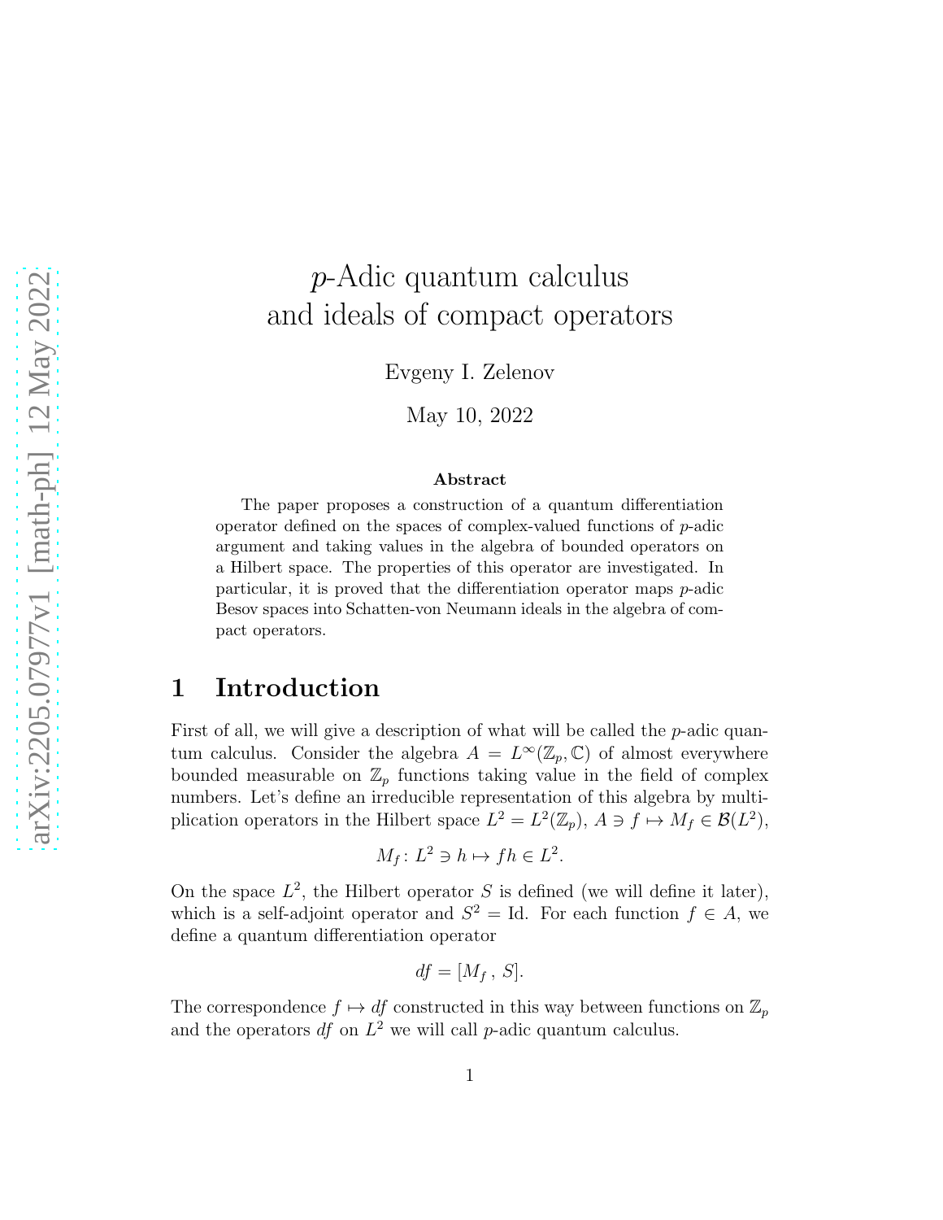# $p$-Adic quantum calculus and ideals of compact operators

Evgeny I. Zelenov

May 10, 2022

### Abstract

The paper proposes a construction of a quantum differentiation operator defined on the spaces of complex-valued functions of $p$-adic argument and taking values in the algebra of bounded operators on a Hilbert space. The properties of this operator are investigated. In particular, it is proved that the differentiation operator maps $p$-adic Besov spaces into Schatten-von Neumann ideals in the algebra of compact operators.

## 1 Introduction

First of all, we will give a description of what will be called the $p$-adic quantum calculus. Consider the algebra $A = L^\infty(\mathbb{Z}_p, \mathbb{C})$ of almost everywhere bounded measurable on $\mathbb{Z}_p$ functions taking value in the field of complex numbers. Let's define an irreducible representation of this algebra by multiplication operators in the Hilbert space $L^2 = L^2(\mathbb{Z}_p)$, $A \ni f \mapsto M_f \in \mathcal{B}(L^2)$,

$$M_f \colon L^2 \ni h \mapsto fh \in L^2.$$

On the space $L^2$, the Hilbert operator $S$ is defined (we will define it later), which is a self-adjoint operator and $S^2 = \mathrm{Id}$. For each function $f \in A$, we define a quantum differentiation operator

$$df = [M_f\,,\, S].$$

The correspondence $f \mapsto df$ constructed in this way between functions on $\mathbb{Z}_p$ and the operators $df$ on $L^2$ we will call $p$-adic quantum calculus.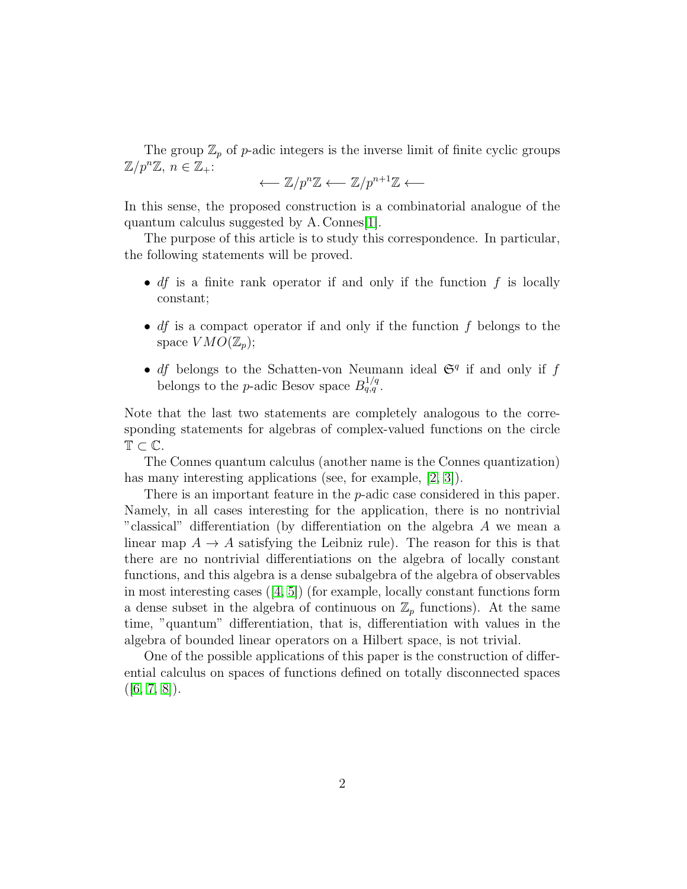The group $\mathbb{Z}_p$ of $p$-adic integers is the inverse limit of finite cyclic groups $\mathbb{Z}/p^n\mathbb{Z}$, $n \in \mathbb{Z}_+$:

$$\longleftarrow \mathbb{Z}/p^n\mathbb{Z} \longleftarrow \mathbb{Z}/p^{n+1}\mathbb{Z} \longleftarrow$$

In this sense, the proposed construction is a combinatorial analogue of the quantum calculus suggested by A. Connes[1].

The purpose of this article is to study this correspondence. In particular, the following statements will be proved.

- $df$ is a finite rank operator if and only if the function $f$ is locally constant;
- $df$ is a compact operator if and only if the function $f$ belongs to the space $VMO(\mathbb{Z}_p)$;
- $df$ belongs to the Schatten-von Neumann ideal $\mathfrak{S}^q$ if and only if $f$ belongs to the $p$-adic Besov space $B^{1/q}_{q,q}$.

Note that the last two statements are completely analogous to the corresponding statements for algebras of complex-valued functions on the circle $\mathbb{T} \subset \mathbb{C}$.

The Connes quantum calculus (another name is the Connes quantization) has many interesting applications (see, for example, [2, 3]).

There is an important feature in the $p$-adic case considered in this paper. Namely, in all cases interesting for the application, there is no nontrivial "classical" differentiation (by differentiation on the algebra $A$ we mean a linear map $A \to A$ satisfying the Leibniz rule). The reason for this is that there are no nontrivial differentiations on the algebra of locally constant functions, and this algebra is a dense subalgebra of the algebra of observables in most interesting cases ([4, 5]) (for example, locally constant functions form a dense subset in the algebra of continuous on $\mathbb{Z}_p$ functions). At the same time, "quantum" differentiation, that is, differentiation with values in the algebra of bounded linear operators on a Hilbert space, is not trivial.

One of the possible applications of this paper is the construction of differential calculus on spaces of functions defined on totally disconnected spaces ([6, 7, 8]).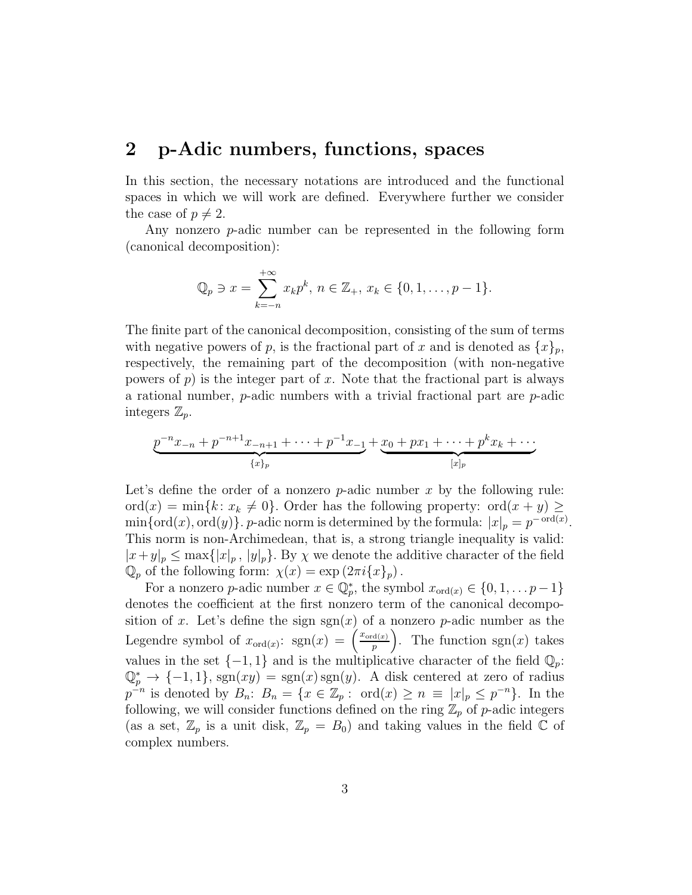## 2 p-Adic numbers, functions, spaces

In this section, the necessary notations are introduced and the functional spaces in which we will work are defined. Everywhere further we consider the case of $p \neq 2$.

Any nonzero $p$-adic number can be represented in the following form (canonical decomposition):

$$\mathbb{Q}_p \ni x = \sum_{k=-n}^{+\infty} x_k p^k,\ n \in \mathbb{Z}_+,\ x_k \in \{0, 1, \ldots, p-1\}.$$

The finite part of the canonical decomposition, consisting of the sum of terms with negative powers of $p$, is the fractional part of $x$ and is denoted as $\{x\}_p$, respectively, the remaining part of the decomposition (with non-negative powers of $p$) is the integer part of $x$. Note that the fractional part is always a rational number, $p$-adic numbers with a trivial fractional part are $p$-adic integers $\mathbb{Z}_p$.

$$\underbrace{p^{-n}x_{-n} + p^{-n+1}x_{-n+1} + \cdots + p^{-1}x_{-1}}_{\{x\}_p} + \underbrace{x_0 + px_1 + \cdots + p^k x_k + \cdots}_{[x]_p}$$

Let's define the order of a nonzero $p$-adic number $x$ by the following rule: $\mathrm{ord}(x) = \min\{k \colon x_k \neq 0\}$. Order has the following property: $\mathrm{ord}(x+y) \geq \min\{\mathrm{ord}(x), \mathrm{ord}(y)\}$. $p$-adic norm is determined by the formula: $|x|_p = p^{-\mathrm{ord}(x)}$. This norm is non-Archimedean, that is, a strong triangle inequality is valid: $|x+y|_p \leq \max\{|x|_p, |y|_p\}$. By $\chi$ we denote the additive character of the field $\mathbb{Q}_p$ of the following form: $\chi(x) = \exp\left(2\pi i \{x\}_p\right)$.

For a nonzero $p$-adic number $x \in \mathbb{Q}_p^*$, the symbol $x_{\mathrm{ord}(x)} \in \{0, 1, \ldots p-1\}$ denotes the coefficient at the first nonzero term of the canonical decomposition of $x$. Let's define the sign $\mathrm{sgn}(x)$ of a nonzero $p$-adic number as the Legendre symbol of $x_{\mathrm{ord}(x)}$: $\mathrm{sgn}(x) = \left(\frac{x_{\mathrm{ord}(x)}}{p}\right)$. The function $\mathrm{sgn}(x)$ takes values in the set $\{-1, 1\}$ and is the multiplicative character of the field $\mathbb{Q}_p$: $\mathbb{Q}_p^* \to \{-1, 1\}$, $\mathrm{sgn}(xy) = \mathrm{sgn}(x)\,\mathrm{sgn}(y)$. A disk centered at zero of radius $p^{-n}$ is denoted by $B_n$: $B_n = \{x \in \mathbb{Z}_p :\ \mathrm{ord}(x) \geq n\ \equiv\ |x|_p \leq p^{-n}\}$. In the following, we will consider functions defined on the ring $\mathbb{Z}_p$ of $p$-adic integers (as a set, $\mathbb{Z}_p$ is a unit disk, $\mathbb{Z}_p = B_0$) and taking values in the field $\mathbb{C}$ of complex numbers.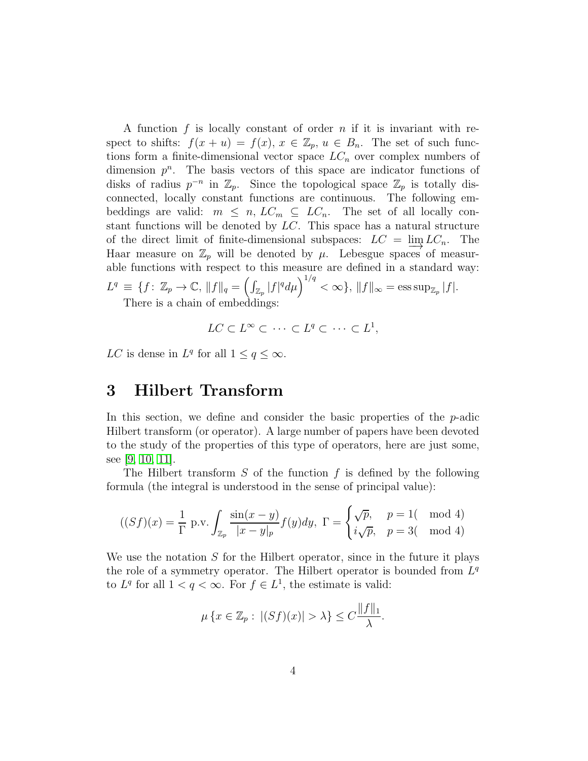A function $f$ is locally constant of order $n$ if it is invariant with respect to shifts: $f(x+u) = f(x)$, $x \in \mathbb{Z}_p$, $u \in B_n$. The set of such functions form a finite-dimensional vector space $LC_n$ over complex numbers of dimension $p^n$. The basis vectors of this space are indicator functions of disks of radius $p^{-n}$ in $\mathbb{Z}_p$. Since the topological space $\mathbb{Z}_p$ is totally disconnected, locally constant functions are continuous. The following embeddings are valid: $m \le n$, $LC_m \subseteq LC_n$. The set of all locally constant functions will be denoted by $LC$. This space has a natural structure of the direct limit of finite-dimensional subspaces: $LC = \varinjlim LC_n$. The Haar measure on $\mathbb{Z}_p$ will be denoted by $\mu$. Lebesgue spaces of measurable functions with respect to this measure are defined in a standard way: $L^q \equiv \{f \colon \mathbb{Z}_p \to \mathbb{C},\ \|f\|_q = \left(\int_{\mathbb{Z}_p} |f|^q d\mu\right)^{1/q} < \infty\}$, $\|f\|_\infty = \operatorname{ess\,sup}_{\mathbb{Z}_p} |f|$.

There is a chain of embeddings:

$$LC \subset L^\infty \subset \cdots \subset L^q \subset \cdots \subset L^1,$$

$LC$ is dense in $L^q$ for all $1 \le q \le \infty$.

# 3 Hilbert Transform

In this section, we define and consider the basic properties of the $p$-adic Hilbert transform (or operator). A large number of papers have been devoted to the study of the properties of this type of operators, here are just some, see [9, 10, 11].

The Hilbert transform $S$ of the function $f$ is defined by the following formula (the integral is understood in the sense of principal value):

$$((Sf)(x) = \frac{1}{\Gamma}\ \text{p.v.} \int_{\mathbb{Z}_p} \frac{\sin(x-y)}{|x-y|_p} f(y) dy,\ \Gamma = \begin{cases} \sqrt{p}, & p = 1(\mod 4) \\ i\sqrt{p}, & p = 3(\mod 4) \end{cases}$$

We use the notation $S$ for the Hilbert operator, since in the future it plays the role of a symmetry operator. The Hilbert operator is bounded from $L^q$ to $L^q$ for all $1 < q < \infty$. For $f \in L^1$, the estimate is valid:

$$\mu\left\{x \in \mathbb{Z}_p :\ |(Sf)(x)| > \lambda\right\} \le C \frac{\|f\|_1}{\lambda}.$$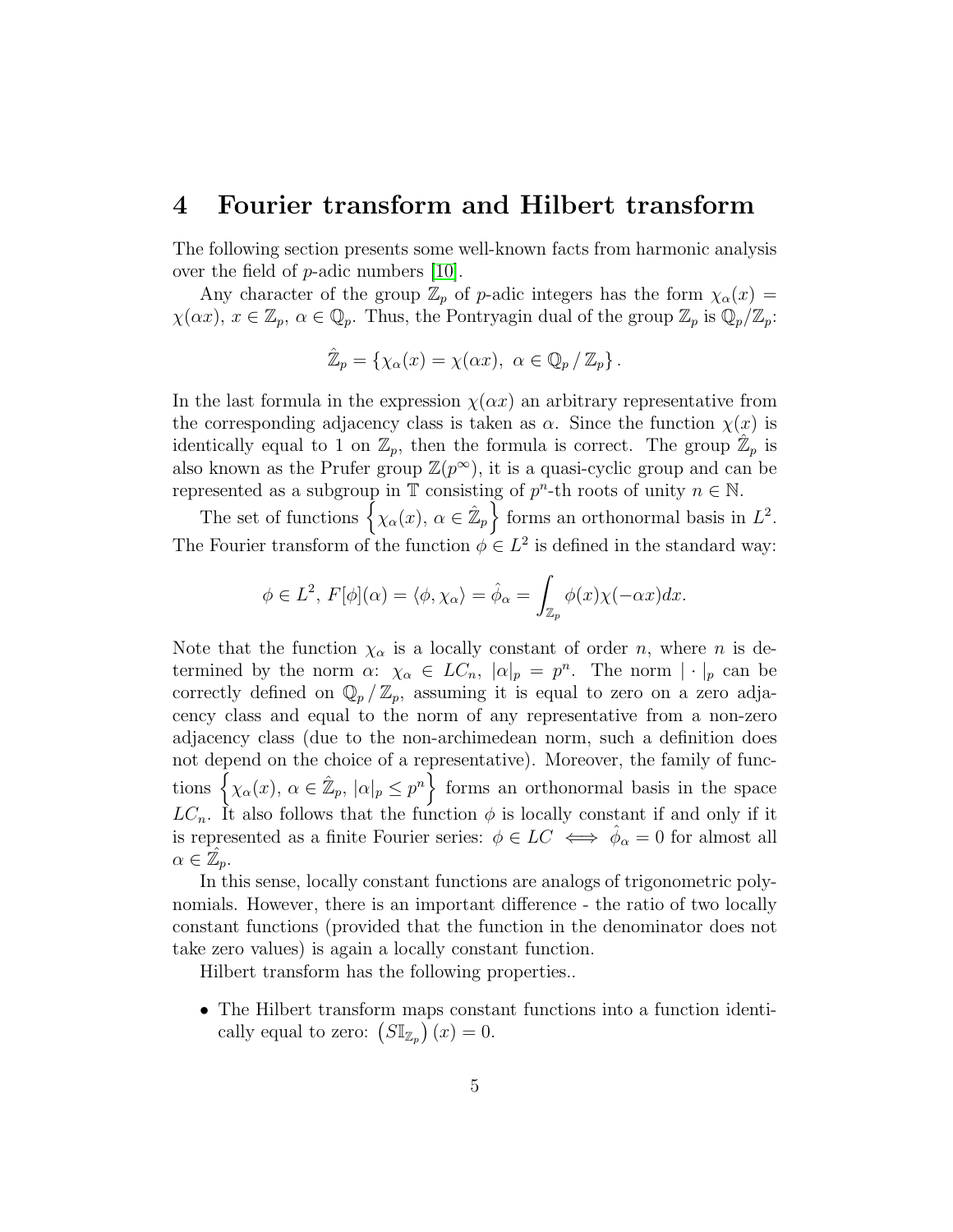# 4 Fourier transform and Hilbert transform

The following section presents some well-known facts from harmonic analysis over the field of $p$-adic numbers [10].

Any character of the group $\mathbb{Z}_p$ of $p$-adic integers has the form $\chi_\alpha(x) = \chi(\alpha x)$, $x \in \mathbb{Z}_p$, $\alpha \in \mathbb{Q}_p$. Thus, the Pontryagin dual of the group $\mathbb{Z}_p$ is $\mathbb{Q}_p/\mathbb{Z}_p$:

$$\hat{\mathbb{Z}}_p = \left\{ \chi_\alpha(x) = \chi(\alpha x),\ \alpha \in \mathbb{Q}_p \,/\, \mathbb{Z}_p \right\}.$$

In the last formula in the expression $\chi(\alpha x)$ an arbitrary representative from the corresponding adjacency class is taken as $\alpha$. Since the function $\chi(x)$ is identically equal to 1 on $\mathbb{Z}_p$, then the formula is correct. The group $\hat{\mathbb{Z}}_p$ is also known as the Prufer group $\mathbb{Z}(p^\infty)$, it is a quasi-cyclic group and can be represented as a subgroup in $\mathbb{T}$ consisting of $p^n$-th roots of unity $n \in \mathbb{N}$.

The set of functions $\left\{ \chi_\alpha(x),\ \alpha \in \hat{\mathbb{Z}}_p \right\}$ forms an orthonormal basis in $L^2$. The Fourier transform of the function $\phi \in L^2$ is defined in the standard way:

$$\phi \in L^2,\ F[\phi](\alpha) = \langle \phi, \chi_\alpha \rangle = \hat{\phi}_\alpha = \int_{\mathbb{Z}_p} \phi(x)\chi(-\alpha x)dx.$$

Note that the function $\chi_\alpha$ is a locally constant of order $n$, where $n$ is determined by the norm $\alpha$: $\chi_\alpha \in LC_n$, $|\alpha|_p = p^n$. The norm $|\cdot|_p$ can be correctly defined on $\mathbb{Q}_p \,/\, \mathbb{Z}_p$, assuming it is equal to zero on a zero adjacency class and equal to the norm of any representative from a non-zero adjacency class (due to the non-archimedean norm, such a definition does not depend on the choice of a representative). Moreover, the family of functions $\left\{ \chi_\alpha(x),\ \alpha \in \hat{\mathbb{Z}}_p,\ |\alpha|_p \leq p^n \right\}$ forms an orthonormal basis in the space $LC_n$. It also follows that the function $\phi$ is locally constant if and only if it is represented as a finite Fourier series: $\phi \in LC \iff \hat{\phi}_\alpha = 0$ for almost all $\alpha \in \hat{\mathbb{Z}}_p$.

In this sense, locally constant functions are analogs of trigonometric polynomials. However, there is an important difference - the ratio of two locally constant functions (provided that the function in the denominator does not take zero values) is again a locally constant function.

Hilbert transform has the following properties..

- The Hilbert transform maps constant functions into a function identically equal to zero: $\left(S\mathbb{I}_{\mathbb{Z}_p}\right)(x) = 0$.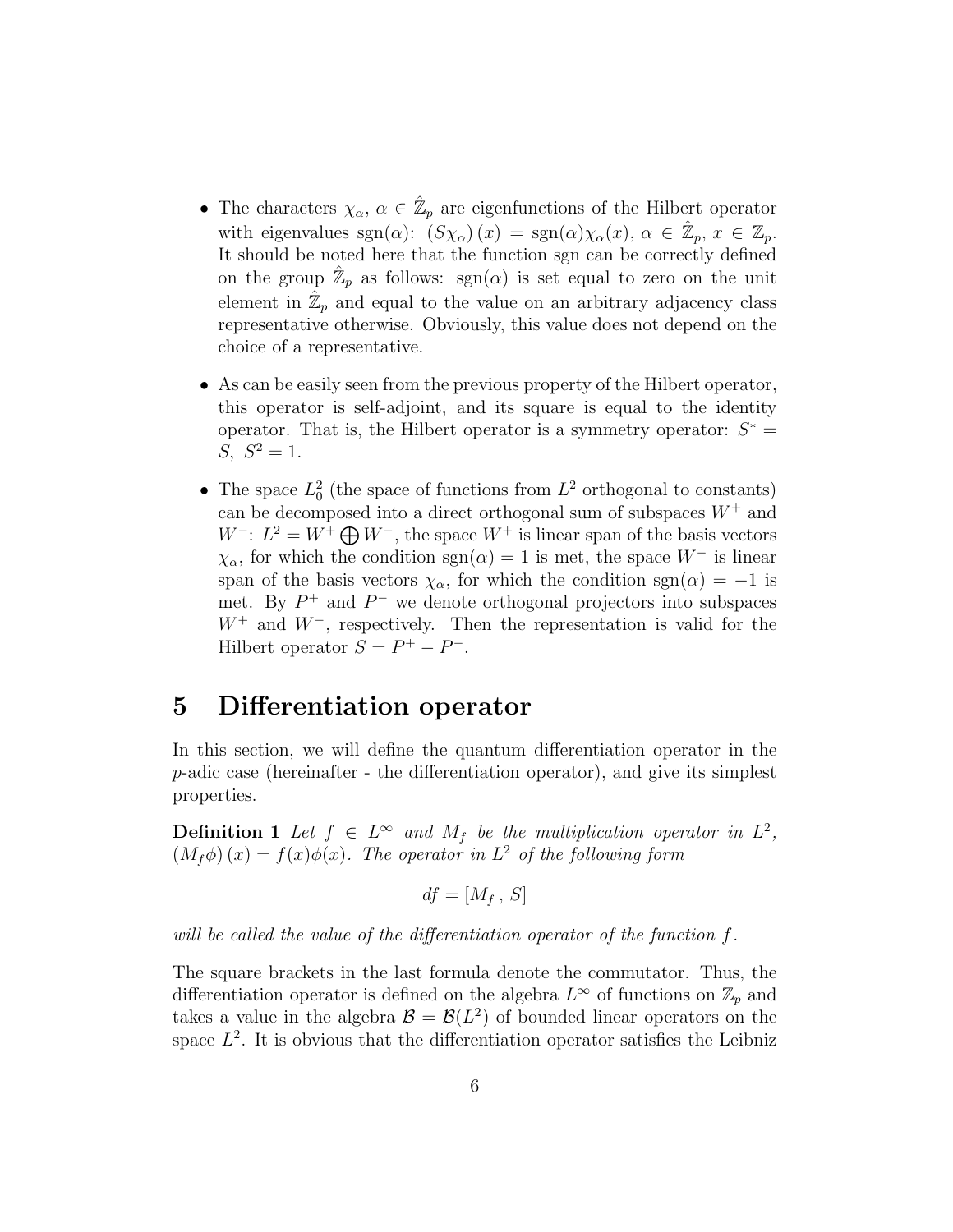- The characters $\chi_\alpha$, $\alpha \in \hat{\mathbb{Z}}_p$ are eigenfunctions of the Hilbert operator with eigenvalues $\mathrm{sgn}(\alpha)$: $\left(S\chi_\alpha\right)(x) = \mathrm{sgn}(\alpha)\chi_\alpha(x)$, $\alpha \in \hat{\mathbb{Z}}_p$, $x \in \mathbb{Z}_p$. It should be noted here that the function sgn can be correctly defined on the group $\hat{\mathbb{Z}}_p$ as follows: $\mathrm{sgn}(\alpha)$ is set equal to zero on the unit element in $\hat{\mathbb{Z}}_p$ and equal to the value on an arbitrary adjacency class representative otherwise. Obviously, this value does not depend on the choice of a representative.

- As can be easily seen from the previous property of the Hilbert operator, this operator is self-adjoint, and its square is equal to the identity operator. That is, the Hilbert operator is a symmetry operator: $S^* = S,\ S^2 = 1$.

- The space $L_0^2$ (the space of functions from $L^2$ orthogonal to constants) can be decomposed into a direct orthogonal sum of subspaces $W^+$ and $W^-$: $L^2 = W^+ \bigoplus W^-$, the space $W^+$ is linear span of the basis vectors $\chi_\alpha$, for which the condition $\mathrm{sgn}(\alpha) = 1$ is met, the space $W^-$ is linear span of the basis vectors $\chi_\alpha$, for which the condition $\mathrm{sgn}(\alpha) = -1$ is met. By $P^+$ and $P^-$ we denote orthogonal projectors into subspaces $W^+$ and $W^-$, respectively. Then the representation is valid for the Hilbert operator $S = P^+ - P^-$.

# 5 Differentiation operator

In this section, we will define the quantum differentiation operator in the $p$-adic case (hereinafter - the differentiation operator), and give its simplest properties.

**Definition 1** *Let $f \in L^\infty$ and $M_f$ be the multiplication operator in $L^2$, $\left(M_f\phi\right)(x) = f(x)\phi(x)$. The operator in $L^2$ of the following form*

$$df = [M_f\,,\, S]$$

*will be called the value of the differentiation operator of the function $f$.*

The square brackets in the last formula denote the commutator. Thus, the differentiation operator is defined on the algebra $L^\infty$ of functions on $\mathbb{Z}_p$ and takes a value in the algebra $\mathcal{B} = \mathcal{B}(L^2)$ of bounded linear operators on the space $L^2$. It is obvious that the differentiation operator satisfies the Leibniz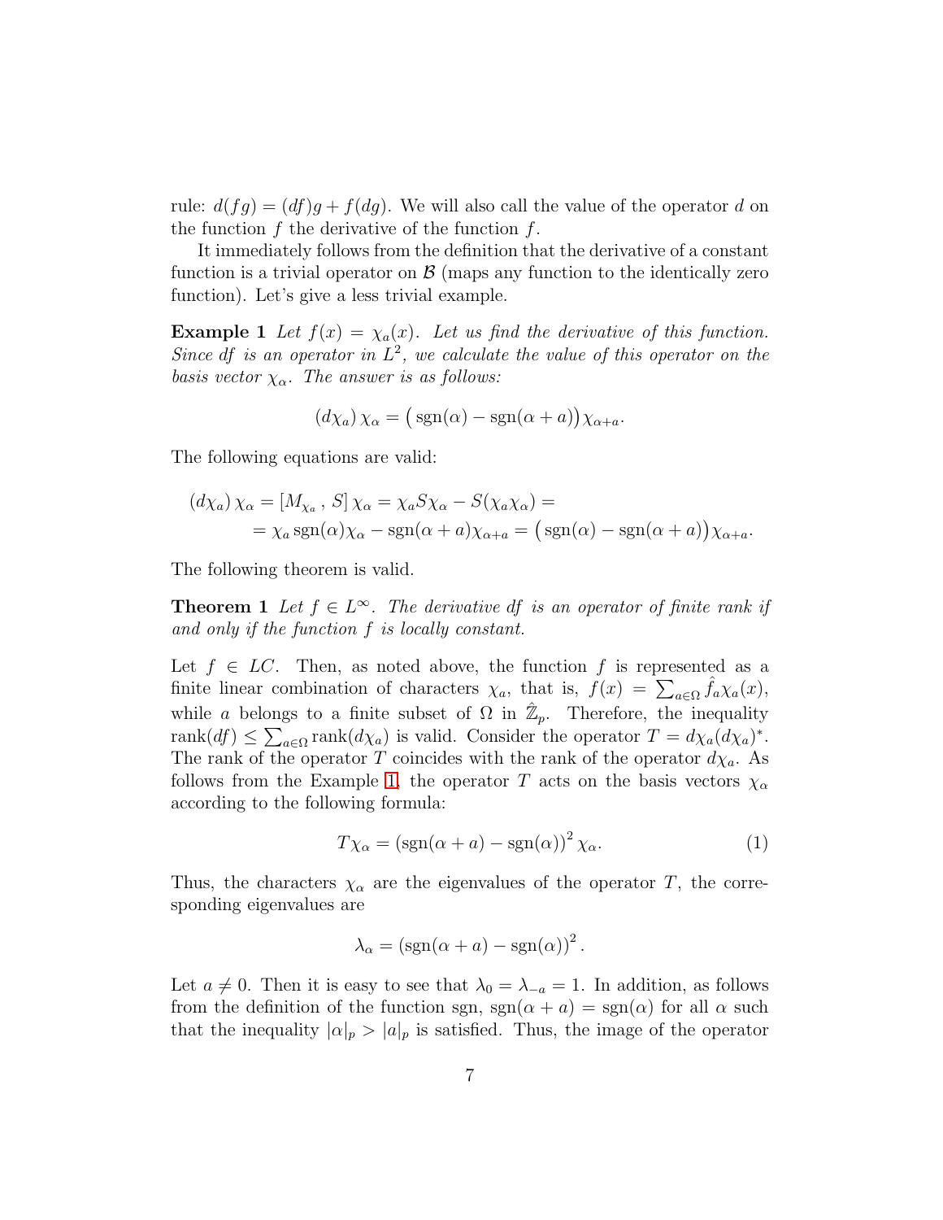rule: $d(fg) = (df)g + f(dg)$. We will also call the value of the operator $d$ on the function $f$ the derivative of the function $f$.

It immediately follows from the definition that the derivative of a constant function is a trivial operator on $\mathcal{B}$ (maps any function to the identically zero function). Let's give a less trivial example.

**Example 1** *Let $f(x) = \chi_a(x)$. Let us find the derivative of this function. Since $df$ is an operator in $L^2$, we calculate the value of this operator on the basis vector $\chi_\alpha$. The answer is as follows:*

$$(d\chi_a)\,\chi_\alpha = \big(\operatorname{sgn}(\alpha) - \operatorname{sgn}(\alpha + a)\big)\chi_{\alpha+a}.$$

The following equations are valid:

$$\begin{aligned}(d\chi_a)\,\chi_\alpha = [M_{\chi_a}\,,\, S]\,\chi_\alpha = \chi_a S\chi_\alpha - S(\chi_a\chi_\alpha) = \\ = \chi_a \operatorname{sgn}(\alpha)\chi_\alpha - \operatorname{sgn}(\alpha+a)\chi_{\alpha+a} = \big(\operatorname{sgn}(\alpha) - \operatorname{sgn}(\alpha+a)\big)\chi_{\alpha+a}.\end{aligned}$$

The following theorem is valid.

**Theorem 1** *Let $f \in L^\infty$. The derivative $df$ is an operator of finite rank if and only if the function $f$ is locally constant.*

Let $f \in LC$. Then, as noted above, the function $f$ is represented as a finite linear combination of characters $\chi_a$, that is, $f(x) = \sum_{a\in\Omega} \hat{f}_a \chi_a(x)$, while $a$ belongs to a finite subset of $\Omega$ in $\hat{\mathbb{Z}}_p$. Therefore, the inequality $\operatorname{rank}(df) \leq \sum_{a\in\Omega} \operatorname{rank}(d\chi_a)$ is valid. Consider the operator $T = d\chi_a(d\chi_a)^*$. The rank of the operator $T$ coincides with the rank of the operator $d\chi_a$. As follows from the Example 1, the operator $T$ acts on the basis vectors $\chi_\alpha$ according to the following formula:

$$T\chi_\alpha = \left(\operatorname{sgn}(\alpha + a) - \operatorname{sgn}(\alpha)\right)^2 \chi_\alpha. \tag{1}$$

Thus, the characters $\chi_\alpha$ are the eigenvalues of the operator $T$, the corresponding eigenvalues are

$$\lambda_\alpha = \left(\operatorname{sgn}(\alpha + a) - \operatorname{sgn}(\alpha)\right)^2.$$

Let $a \neq 0$. Then it is easy to see that $\lambda_0 = \lambda_{-a} = 1$. In addition, as follows from the definition of the function sgn, $\operatorname{sgn}(\alpha + a) = \operatorname{sgn}(\alpha)$ for all $\alpha$ such that the inequality $|\alpha|_p > |a|_p$ is satisfied. Thus, the image of the operator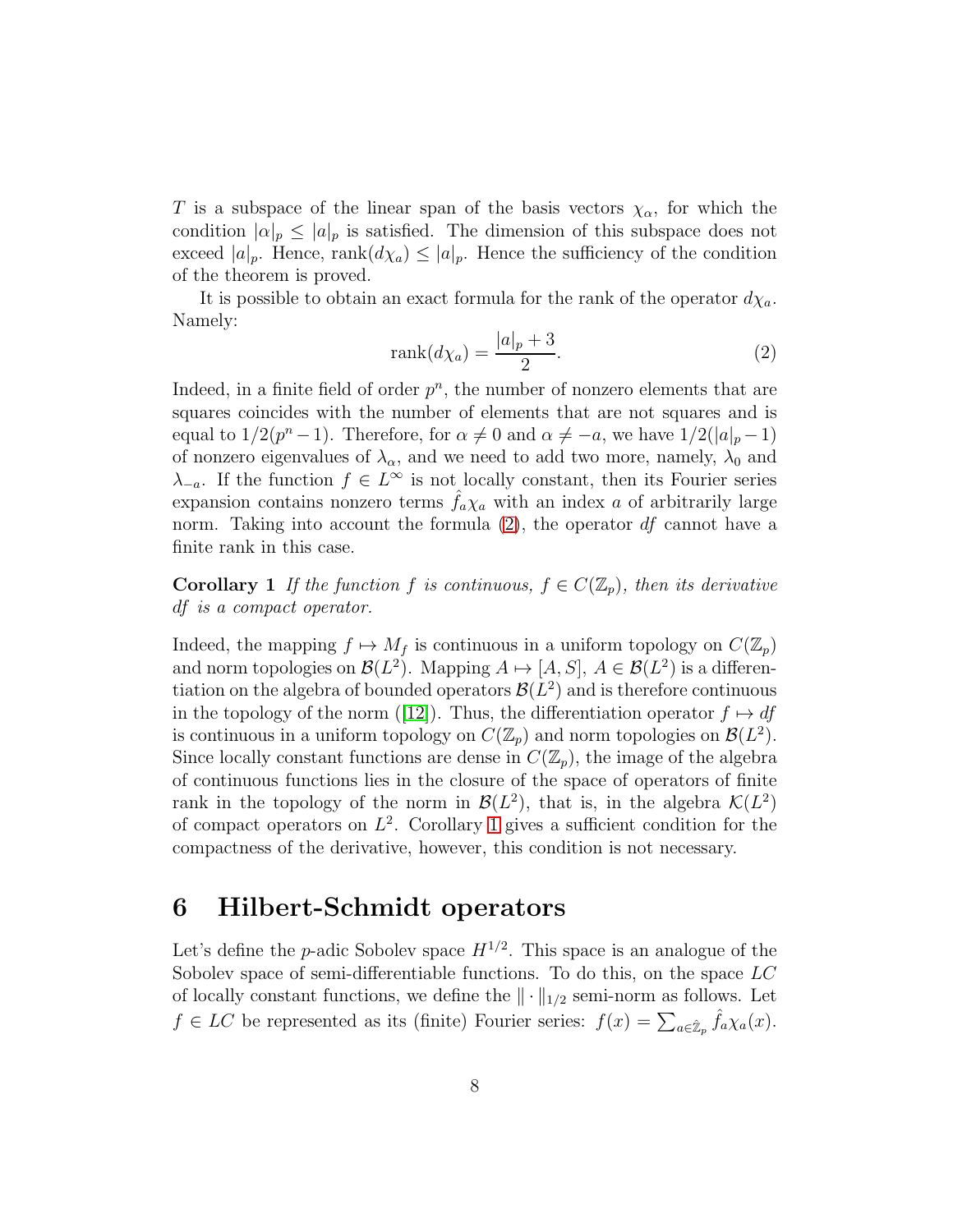$T$ is a subspace of the linear span of the basis vectors $\chi_\alpha$, for which the condition $|\alpha|_p \le |a|_p$ is satisfied. The dimension of this subspace does not exceed $|a|_p$. Hence, $\mathrm{rank}(d\chi_a) \le |a|_p$. Hence the sufficiency of the condition of the theorem is proved.

It is possible to obtain an exact formula for the rank of the operator $d\chi_a$. Namely:

$$\mathrm{rank}(d\chi_a) = \frac{|a|_p + 3}{2}. \tag{2}$$

Indeed, in a finite field of order $p^n$, the number of nonzero elements that are squares coincides with the number of elements that are not squares and is equal to $1/2(p^n - 1)$. Therefore, for $\alpha \ne 0$ and $\alpha \ne -a$, we have $1/2(|a|_p - 1)$ of nonzero eigenvalues of $\lambda_\alpha$, and we need to add two more, namely, $\lambda_0$ and $\lambda_{-a}$. If the function $f \in L^\infty$ is not locally constant, then its Fourier series expansion contains nonzero terms $\hat{f}_a \chi_a$ with an index $a$ of arbitrarily large norm. Taking into account the formula (2), the operator $df$ cannot have a finite rank in this case.

**Corollary 1** *If the function $f$ is continuous, $f \in C(\mathbb{Z}_p)$, then its derivative $df$ is a compact operator.*

Indeed, the mapping $f \mapsto M_f$ is continuous in a uniform topology on $C(\mathbb{Z}_p)$ and norm topologies on $\mathcal{B}(L^2)$. Mapping $A \mapsto [A, S]$, $A \in \mathcal{B}(L^2)$ is a differentiation on the algebra of bounded operators $\mathcal{B}(L^2)$ and is therefore continuous in the topology of the norm ([12]). Thus, the differentiation operator $f \mapsto df$ is continuous in a uniform topology on $C(\mathbb{Z}_p)$ and norm topologies on $\mathcal{B}(L^2)$. Since locally constant functions are dense in $C(\mathbb{Z}_p)$, the image of the algebra of continuous functions lies in the closure of the space of operators of finite rank in the topology of the norm in $\mathcal{B}(L^2)$, that is, in the algebra $\mathcal{K}(L^2)$ of compact operators on $L^2$. Corollary 1 gives a sufficient condition for the compactness of the derivative, however, this condition is not necessary.

# 6 Hilbert-Schmidt operators

Let's define the $p$-adic Sobolev space $H^{1/2}$. This space is an analogue of the Sobolev space of semi-differentiable functions. To do this, on the space $LC$ of locally constant functions, we define the $\| \cdot \|_{1/2}$ semi-norm as follows. Let $f \in LC$ be represented as its (finite) Fourier series: $f(x) = \sum_{a \in \hat{\mathbb{Z}}_p} \hat{f}_a \chi_a(x)$.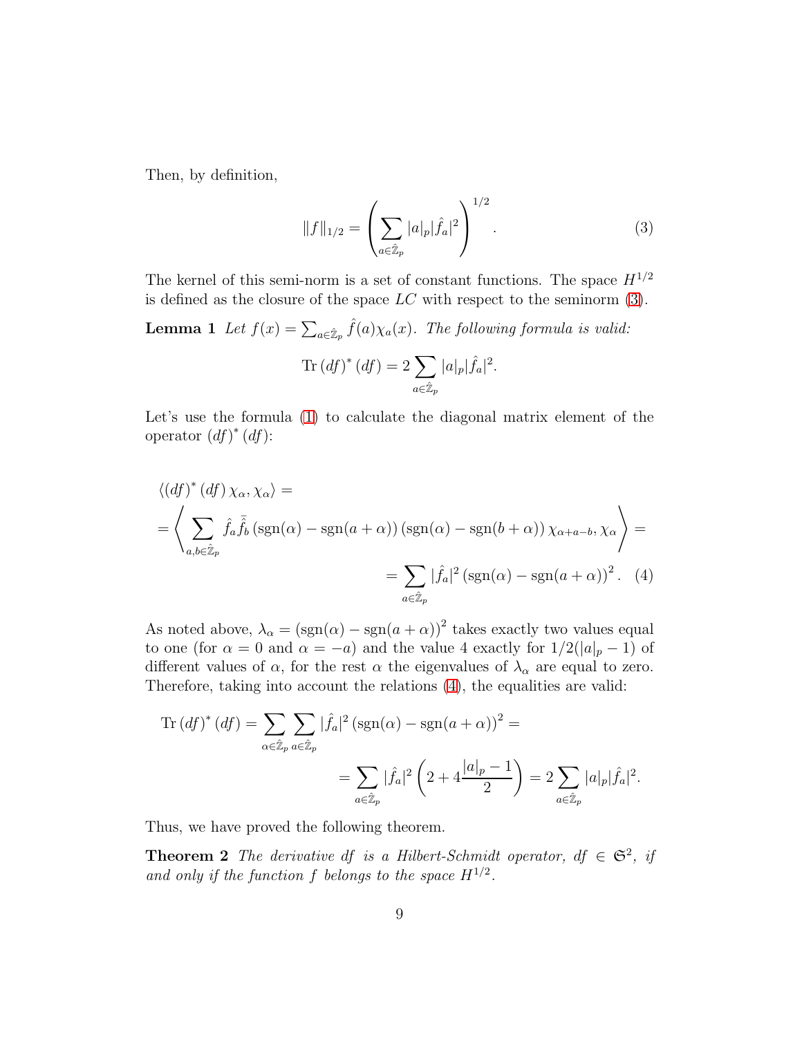Then, by definition,

$$\|f\|_{1/2} = \left( \sum_{a \in \hat{\mathbb{Z}}_p} |a|_p |\hat{f}_a|^2 \right)^{1/2}. \tag{3}$$

The kernel of this semi-norm is a set of constant functions. The space $H^{1/2}$ is defined as the closure of the space $LC$ with respect to the seminorm (3).

**Lemma 1** *Let $f(x) = \sum_{a \in \hat{\mathbb{Z}}_p} \hat{f}(a)\chi_a(x)$. The following formula is valid:*

$$\operatorname{Tr} (df)^* (df) = 2 \sum_{a \in \hat{\mathbb{Z}}_p} |a|_p |\hat{f}_a|^2.$$

Let's use the formula (1) to calculate the diagonal matrix element of the operator $(df)^* (df)$:

$$\begin{aligned}
&\langle (df)^* (df) \chi_\alpha, \chi_\alpha \rangle = \\
&= \left\langle \sum_{a,b \in \hat{\mathbb{Z}}_p} \hat{f}_a \bar{\hat{f}}_b \left(\operatorname{sgn}(\alpha) - \operatorname{sgn}(a+\alpha)\right)\left(\operatorname{sgn}(\alpha) - \operatorname{sgn}(b+\alpha)\right) \chi_{\alpha+a-b}, \chi_\alpha \right\rangle = \\
&= \sum_{a \in \hat{\mathbb{Z}}_p} |\hat{f}_a|^2 \left(\operatorname{sgn}(\alpha) - \operatorname{sgn}(a+\alpha)\right)^2.
\end{aligned} \tag{4}$$

As noted above, $\lambda_\alpha = \left(\operatorname{sgn}(\alpha) - \operatorname{sgn}(a+\alpha)\right)^2$ takes exactly two values equal to one (for $\alpha = 0$ and $\alpha = -a$) and the value 4 exactly for $1/2(|a|_p - 1)$ of different values of $\alpha$, for the rest $\alpha$ the eigenvalues of $\lambda_\alpha$ are equal to zero. Therefore, taking into account the relations (4), the equalities are valid:

$$\begin{aligned}
\operatorname{Tr} (df)^* (df) &= \sum_{\alpha \in \hat{\mathbb{Z}}_p} \sum_{a \in \hat{\mathbb{Z}}_p} |\hat{f}_a|^2 \left(\operatorname{sgn}(\alpha) - \operatorname{sgn}(a+\alpha)\right)^2 = \\
&= \sum_{a \in \hat{\mathbb{Z}}_p} |\hat{f}_a|^2 \left(2 + 4\frac{|a|_p - 1}{2}\right) = 2 \sum_{a \in \hat{\mathbb{Z}}_p} |a|_p |\hat{f}_a|^2.
\end{aligned}$$

Thus, we have proved the following theorem.

**Theorem 2** *The derivative $df$ is a Hilbert-Schmidt operator, $df \in \mathfrak{S}^2$, if and only if the function $f$ belongs to the space $H^{1/2}$.*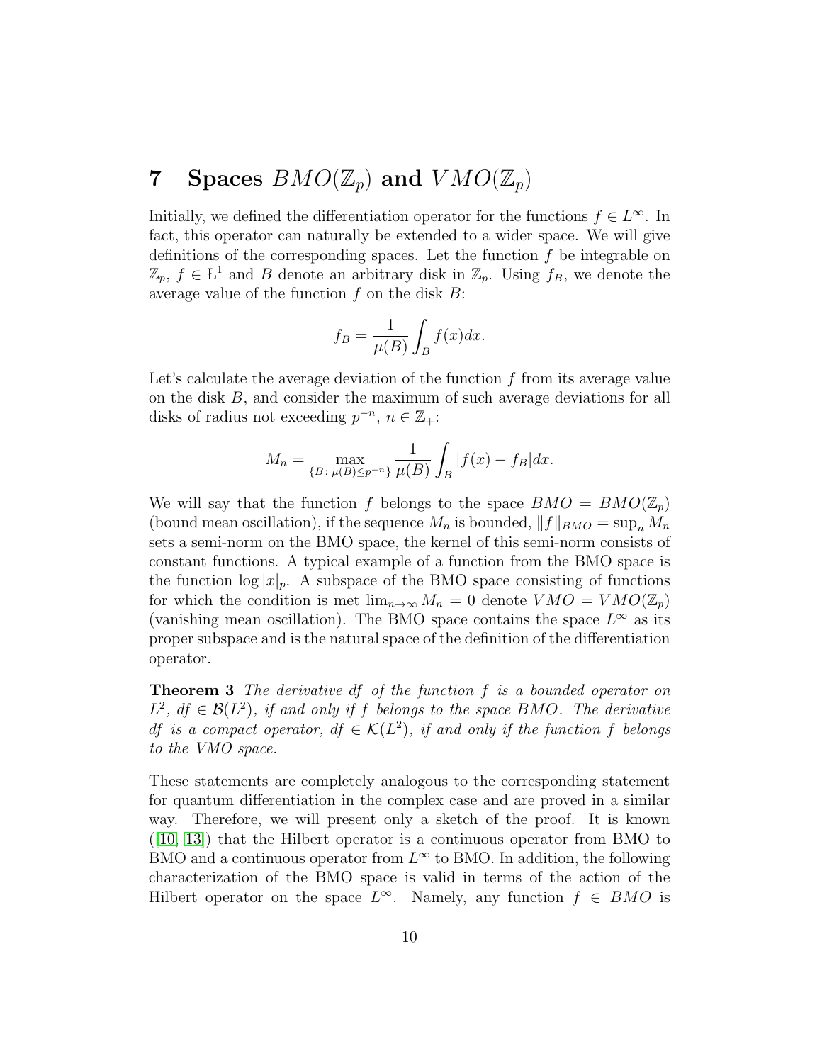# 7 Spaces $BMO(\mathbb{Z}_p)$ and $VMO(\mathbb{Z}_p)$

Initially, we defined the differentiation operator for the functions $f \in L^\infty$. In fact, this operator can naturally be extended to a wider space. We will give definitions of the corresponding spaces. Let the function $f$ be integrable on $\mathbb{Z}_p$, $f \in \mathrm{L}^1$ and $B$ denote an arbitrary disk in $\mathbb{Z}_p$. Using $f_B$, we denote the average value of the function $f$ on the disk $B$:

$$f_B = \frac{1}{\mu(B)} \int_B f(x)dx.$$

Let's calculate the average deviation of the function $f$ from its average value on the disk $B$, and consider the maximum of such average deviations for all disks of radius not exceeding $p^{-n}$, $n \in \mathbb{Z}_+$:

$$M_n = \max_{\{B:\, \mu(B) \leq p^{-n}\}} \frac{1}{\mu(B)} \int_B |f(x) - f_B| dx.$$

We will say that the function $f$ belongs to the space $BMO = BMO(\mathbb{Z}_p)$ (bound mean oscillation), if the sequence $M_n$ is bounded, $\|f\|_{BMO} = \sup_n M_n$ sets a semi-norm on the BMO space, the kernel of this semi-norm consists of constant functions. A typical example of a function from the BMO space is the function $\log |x|_p$. A subspace of the BMO space consisting of functions for which the condition is met $\lim_{n\to\infty} M_n = 0$ denote $VMO = VMO(\mathbb{Z}_p)$ (vanishing mean oscillation). The BMO space contains the space $L^\infty$ as its proper subspace and is the natural space of the definition of the differentiation operator.

**Theorem 3** *The derivative $df$ of the function $f$ is a bounded operator on $L^2$, $df \in \mathcal{B}(L^2)$, if and only if $f$ belongs to the space $BMO$. The derivative $df$ is a compact operator, $df \in \mathcal{K}(L^2)$, if and only if the function $f$ belongs to the VMO space.*

These statements are completely analogous to the corresponding statement for quantum differentiation in the complex case and are proved in a similar way. Therefore, we will present only a sketch of the proof. It is known ([10, 13]) that the Hilbert operator is a continuous operator from BMO to BMO and a continuous operator from $L^\infty$ to BMO. In addition, the following characterization of the BMO space is valid in terms of the action of the Hilbert operator on the space $L^\infty$. Namely, any function $f \in BMO$ is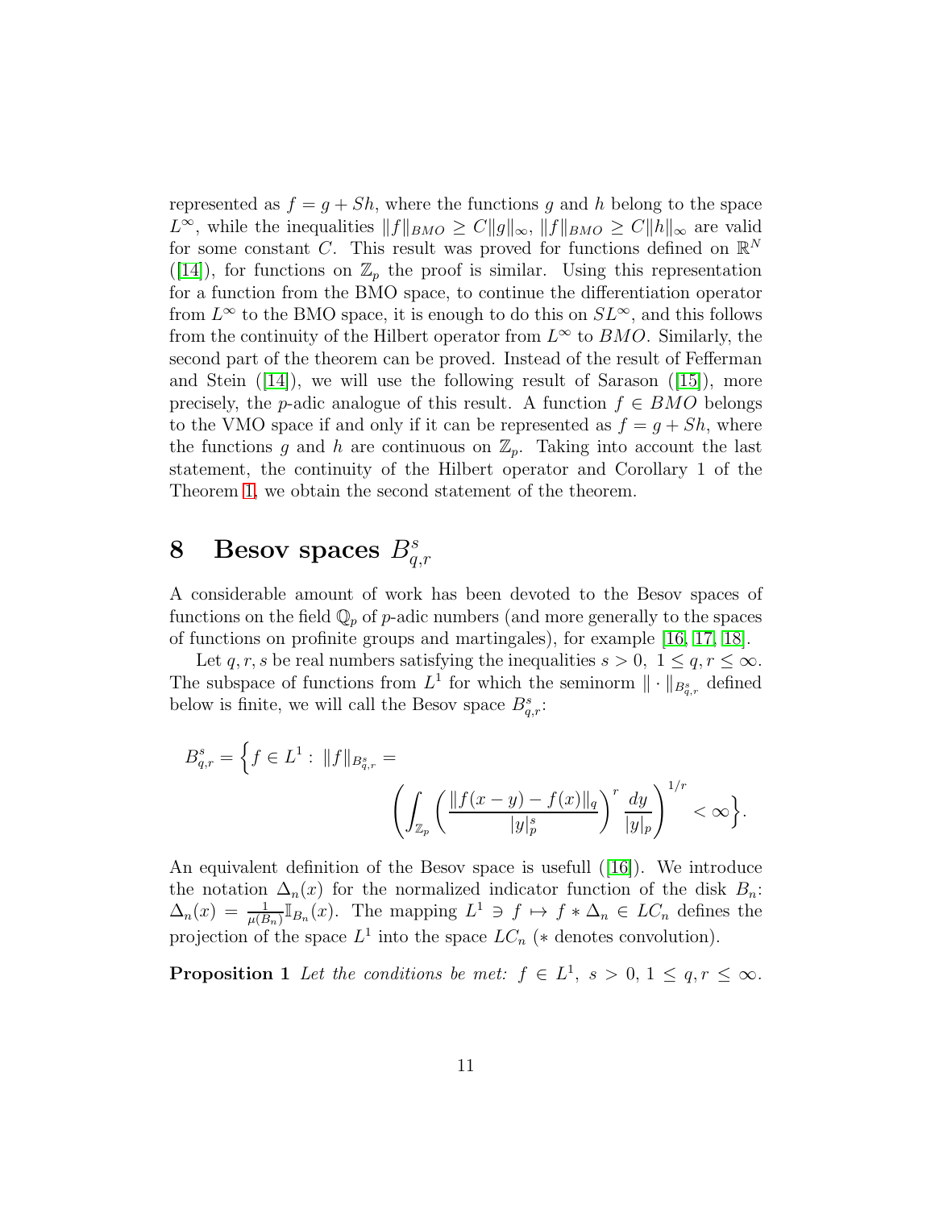represented as $f = g + Sh$, where the functions $g$ and $h$ belong to the space $L^\infty$, while the inequalities $\|f\|_{BMO} \geq C\|g\|_\infty$, $\|f\|_{BMO} \geq C\|h\|_\infty$ are valid for some constant $C$. This result was proved for functions defined on $\mathbb{R}^N$ ([14]), for functions on $\mathbb{Z}_p$ the proof is similar. Using this representation for a function from the BMO space, to continue the differentiation operator from $L^\infty$ to the BMO space, it is enough to do this on $SL^\infty$, and this follows from the continuity of the Hilbert operator from $L^\infty$ to $BMO$. Similarly, the second part of the theorem can be proved. Instead of the result of Fefferman and Stein ([14]), we will use the following result of Sarason ([15]), more precisely, the $p$-adic analogue of this result. A function $f \in BMO$ belongs to the VMO space if and only if it can be represented as $f = g + Sh$, where the functions $g$ and $h$ are continuous on $\mathbb{Z}_p$. Taking into account the last statement, the continuity of the Hilbert operator and Corollary 1 of the Theorem 1, we obtain the second statement of the theorem.

# 8 Besov spaces $B^s_{q,r}$

A considerable amount of work has been devoted to the Besov spaces of functions on the field $\mathbb{Q}_p$ of $p$-adic numbers (and more generally to the spaces of functions on profinite groups and martingales), for example [16, 17, 18].

Let $q, r, s$ be real numbers satisfying the inequalities $s > 0,\ 1 \leq q, r \leq \infty$. The subspace of functions from $L^1$ for which the seminorm $\|\cdot\|_{B^s_{q,r}}$ defined below is finite, we will call the Besov space $B^s_{q,r}$:

$$B^s_{q,r} = \Big\{ f \in L^1 :\ \|f\|_{B^s_{q,r}} = \left( \int_{\mathbb{Z}_p} \left( \frac{\|f(x-y) - f(x)\|_q}{|y|_p^s} \right)^r \frac{dy}{|y|_p} \right)^{1/r} < \infty \Big\}.$$

An equivalent definition of the Besov space is usefull ([16]). We introduce the notation $\Delta_n(x)$ for the normalized indicator function of the disk $B_n$: $\Delta_n(x) = \frac{1}{\mu(B_n)} \mathbb{I}_{B_n}(x)$. The mapping $L^1 \ni f \mapsto f * \Delta_n \in LC_n$ defines the projection of the space $L^1$ into the space $LC_n$ ($*$ denotes convolution).

**Proposition 1** *Let the conditions be met: $f \in L^1,\ s > 0,\ 1 \leq q, r \leq \infty$.*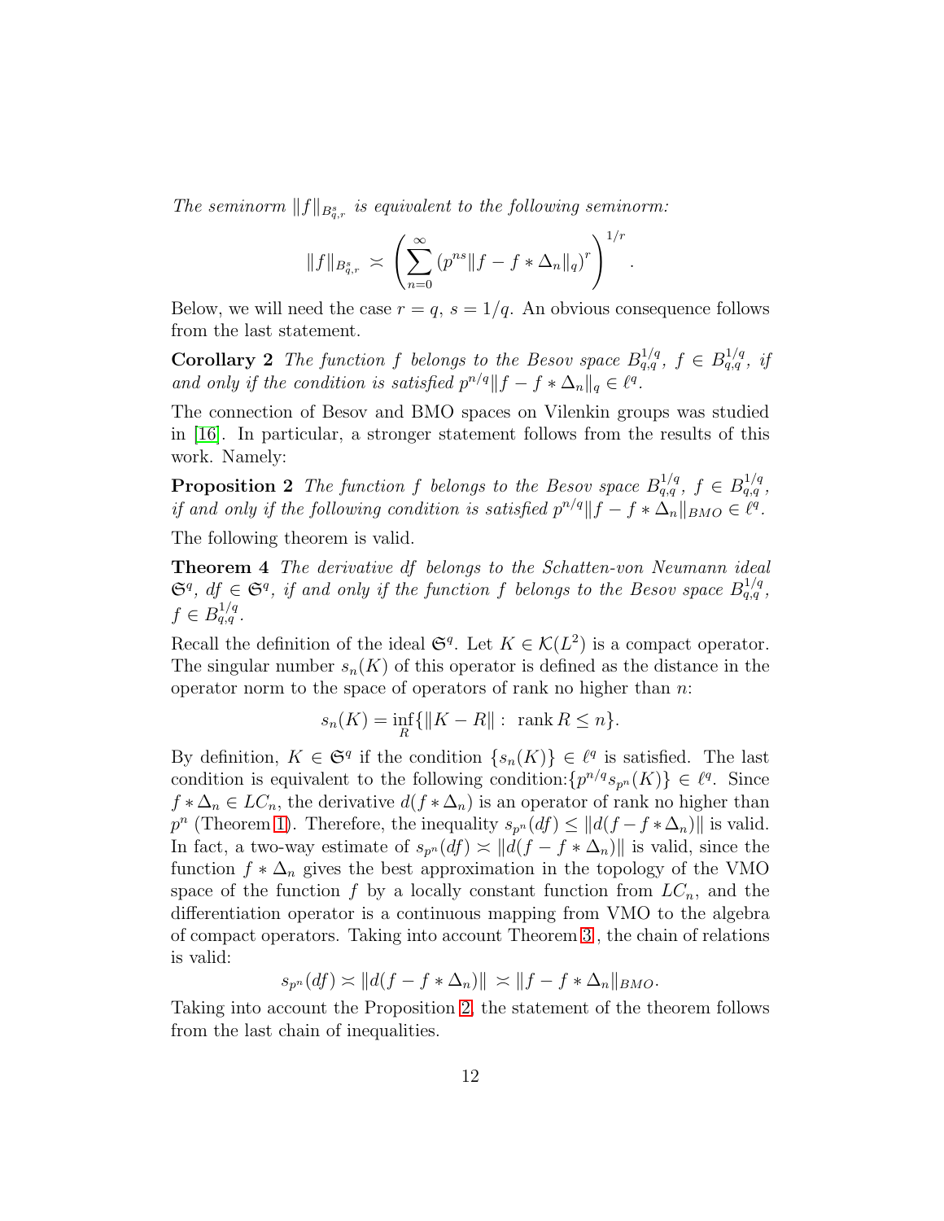*The seminorm $\|f\|_{B^s_{q,r}}$ is equivalent to the following seminorm:*

$$\|f\|_{B^s_{q,r}} \asymp \left( \sum_{n=0}^{\infty} (p^{ns} \|f - f * \Delta_n\|_q)^r \right)^{1/r}.$$

Below, we will need the case $r = q$, $s = 1/q$. An obvious consequence follows from the last statement.

**Corollary 2** *The function $f$ belongs to the Besov space $B^{1/q}_{q,q}$, $f \in B^{1/q}_{q,q}$, if and only if the condition is satisfied $p^{n/q} \|f - f * \Delta_n\|_q \in \ell^q$.*

The connection of Besov and BMO spaces on Vilenkin groups was studied in [16]. In particular, a stronger statement follows from the results of this work. Namely:

**Proposition 2** *The function $f$ belongs to the Besov space $B^{1/q}_{q,q}$, $f \in B^{1/q}_{q,q}$, if and only if the following condition is satisfied $p^{n/q} \|f - f * \Delta_n\|_{BMO} \in \ell^q$.*

The following theorem is valid.

**Theorem 4** *The derivative $df$ belongs to the Schatten-von Neumann ideal $\mathfrak{S}^q$, $df \in \mathfrak{S}^q$, if and only if the function $f$ belongs to the Besov space $B^{1/q}_{q,q}$, $f \in B^{1/q}_{q,q}$.*

Recall the definition of the ideal $\mathfrak{S}^q$. Let $K \in \mathcal{K}(L^2)$ is a compact operator. The singular number $s_n(K)$ of this operator is defined as the distance in the operator norm to the space of operators of rank no higher than $n$:

$$s_n(K) = \inf_R \{\|K - R\| : \ \text{rank}\, R \le n\}.$$

By definition, $K \in \mathfrak{S}^q$ if the condition $\{s_n(K)\} \in \ell^q$ is satisfied. The last condition is equivalent to the following condition:$\{p^{n/q} s_{p^n}(K)\} \in \ell^q$. Since $f * \Delta_n \in LC_n$, the derivative $d(f * \Delta_n)$ is an operator of rank no higher than $p^n$ (Theorem 1). Therefore, the inequality $s_{p^n}(df) \le \|d(f - f * \Delta_n)\|$ is valid. In fact, a two-way estimate of $s_{p^n}(df) \asymp \|d(f - f * \Delta_n)\|$ is valid, since the function $f * \Delta_n$ gives the best approximation in the topology of the VMO space of the function $f$ by a locally constant function from $LC_n$, and the differentiation operator is a continuous mapping from VMO to the algebra of compact operators. Taking into account Theorem 3 , the chain of relations is valid:

$$s_{p^n}(df) \asymp \|d(f - f * \Delta_n)\| \asymp \|f - f * \Delta_n\|_{BMO}.$$

Taking into account the Proposition 2, the statement of the theorem follows from the last chain of inequalities.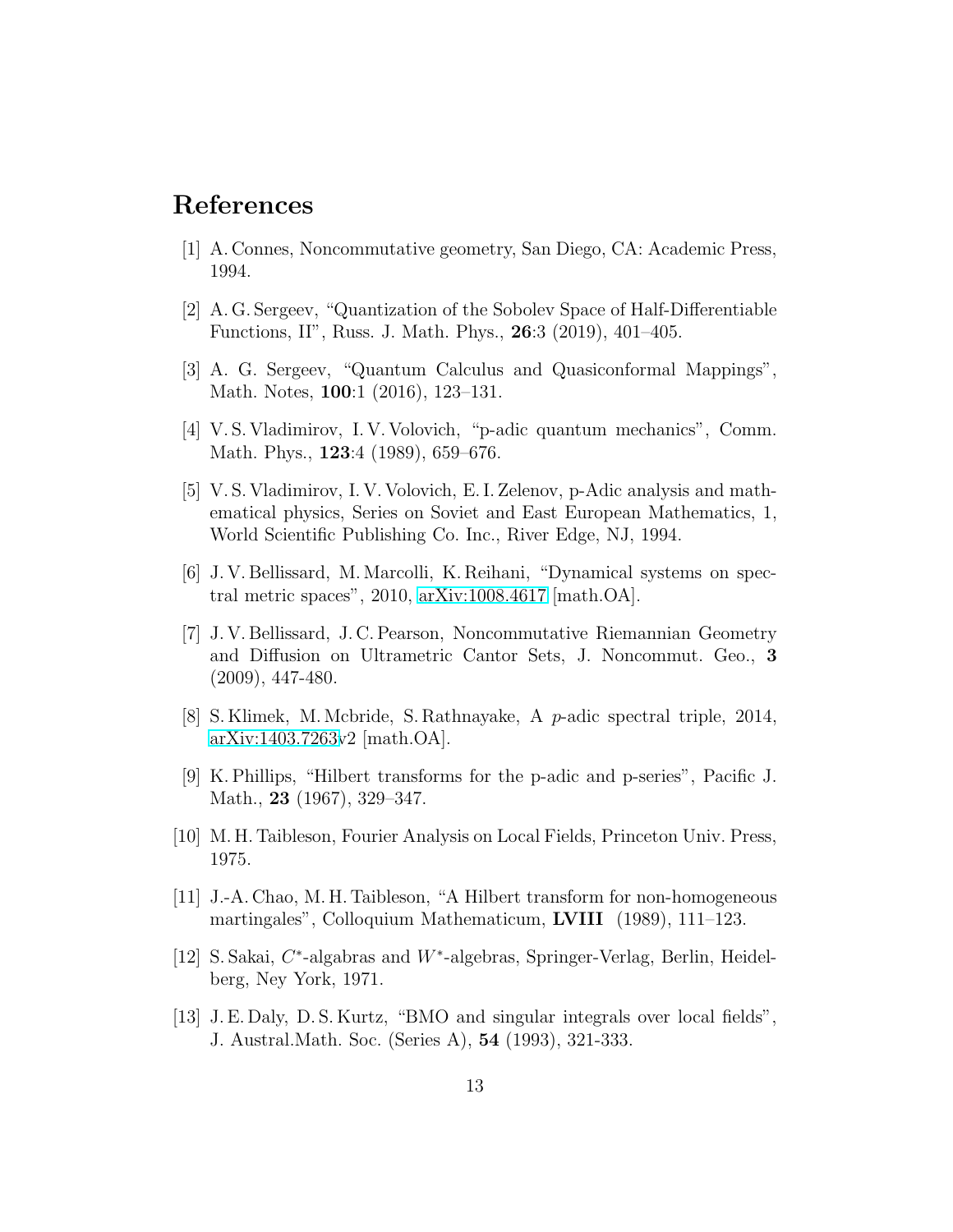# References

[1] A. Connes, Noncommutative geometry, San Diego, CA: Academic Press, 1994.

[2] A. G. Sergeev, "Quantization of the Sobolev Space of Half-Differentiable Functions, II", Russ. J. Math. Phys., **26**:3 (2019), 401–405.

[3] A. G. Sergeev, "Quantum Calculus and Quasiconformal Mappings", Math. Notes, **100**:1 (2016), 123–131.

[4] V. S. Vladimirov, I. V. Volovich, "p-adic quantum mechanics", Comm. Math. Phys., **123**:4 (1989), 659–676.

[5] V. S. Vladimirov, I. V. Volovich, E. I. Zelenov, p-Adic analysis and mathematical physics, Series on Soviet and East European Mathematics, 1, World Scientific Publishing Co. Inc., River Edge, NJ, 1994.

[6] J. V. Bellissard, M. Marcolli, K. Reihani, "Dynamical systems on spectral metric spaces", 2010, arXiv:1008.4617 [math.OA].

[7] J. V. Bellissard, J. C. Pearson, Noncommutative Riemannian Geometry and Diffusion on Ultrametric Cantor Sets, J. Noncommut. Geo., **3** (2009), 447-480.

[8] S. Klimek, M. Mcbride, S. Rathnayake, A $p$-adic spectral triple, 2014, arXiv:1403.7263v2 [math.OA].

[9] K. Phillips, "Hilbert transforms for the p-adic and p-series", Pacific J. Math., **23** (1967), 329–347.

[10] M. H. Taibleson, Fourier Analysis on Local Fields, Princeton Univ. Press, 1975.

[11] J.-A. Chao, M. H. Taibleson, "A Hilbert transform for non-homogeneous martingales", Colloquium Mathematicum, **LVIII** (1989), 111–123.

[12] S. Sakai, $C^*$-algabras and $W^*$-algebras, Springer-Verlag, Berlin, Heidelberg, Ney York, 1971.

[13] J. E. Daly, D. S. Kurtz, "BMO and singular integrals over local fields", J. Austral.Math. Soc. (Series A), **54** (1993), 321-333.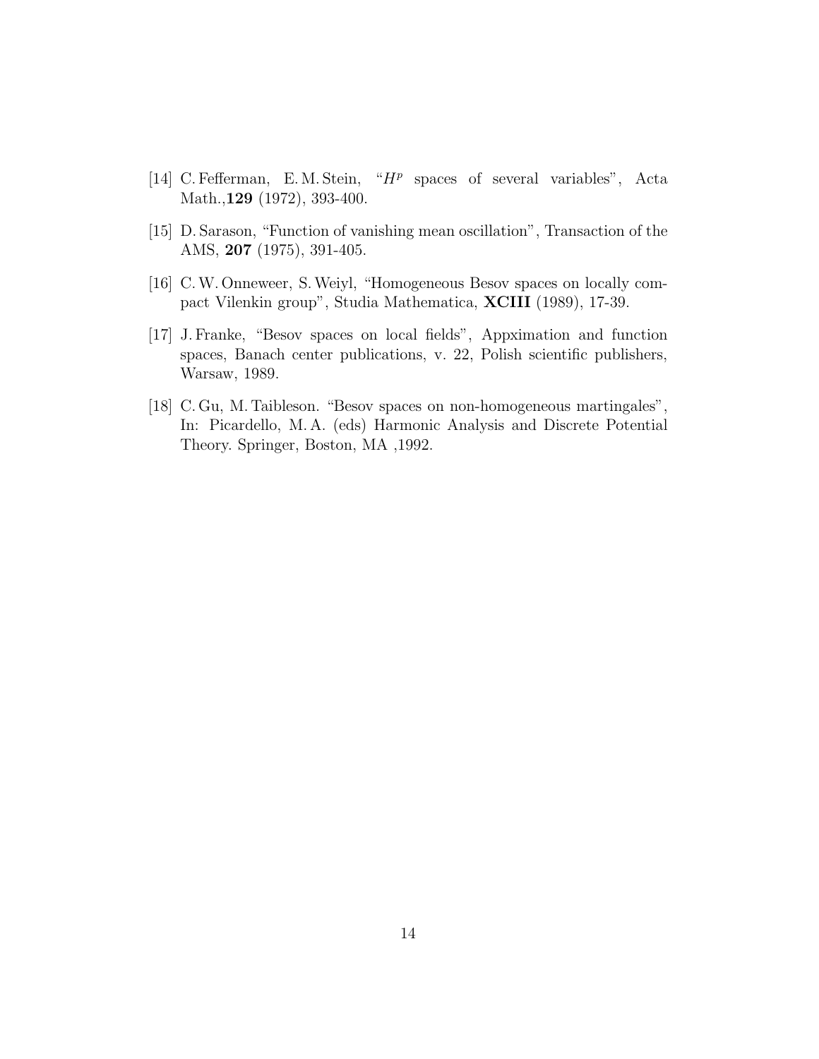[14] C. Fefferman, E. M. Stein, "$H^p$ spaces of several variables", Acta Math.,**129** (1972), 393-400.

[15] D. Sarason, "Function of vanishing mean oscillation", Transaction of the AMS, **207** (1975), 391-405.

[16] C. W. Onneweer, S. Weiyl, "Homogeneous Besov spaces on locally compact Vilenkin group", Studia Mathematica, **XCIII** (1989), 17-39.

[17] J. Franke, "Besov spaces on local fields", Appximation and function spaces, Banach center publications, v. 22, Polish scientific publishers, Warsaw, 1989.

[18] C. Gu, M. Taibleson. "Besov spaces on non-homogeneous martingales", In: Picardello, M. A. (eds) Harmonic Analysis and Discrete Potential Theory. Springer, Boston, MA ,1992.